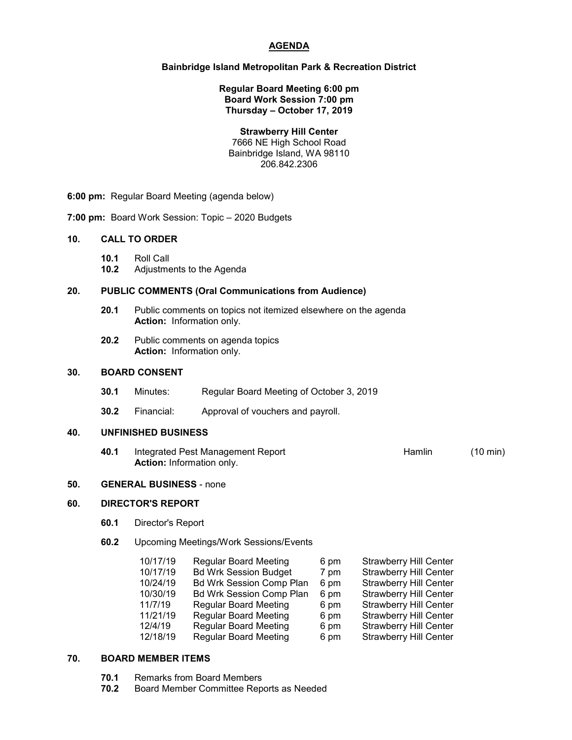# AGENDA

**Bainbridge Island Metropolitan Park & Recreation District**

**Regular Board Meeting 6:00 pm**
**Board Work Session 7:00 pm**
**Thursday – October 17, 2019**

**Strawberry Hill Center**
7666 NE High School Road
Bainbridge Island, WA 98110
206.842.2306

**6:00 pm:** Regular Board Meeting (agenda below)

**7:00 pm:** Board Work Session: Topic – 2020 Budgets

## 10. CALL TO ORDER

**10.1** Roll Call
**10.2** Adjustments to the Agenda

## 20. PUBLIC COMMENTS (Oral Communications from Audience)

**20.1** Public comments on topics not itemized elsewhere on the agenda
**Action:** Information only.

**20.2** Public comments on agenda topics
**Action:** Information only.

## 30. BOARD CONSENT

**30.1** Minutes: Regular Board Meeting of October 3, 2019

**30.2** Financial: Approval of vouchers and payroll.

## 40. UNFINISHED BUSINESS

**40.1** Integrated Pest Management Report — Hamlin (10 min)
**Action:** Information only.

## 50. GENERAL BUSINESS - none

## 60. DIRECTOR'S REPORT

**60.1** Director's Report

**60.2** Upcoming Meetings/Work Sessions/Events

| Date | Meeting | Time | Location |
|---|---|---|---|
| 10/17/19 | Regular Board Meeting | 6 pm | Strawberry Hill Center |
| 10/17/19 | Bd Wrk Session Budget | 7 pm | Strawberry Hill Center |
| 10/24/19 | Bd Wrk Session Comp Plan | 6 pm | Strawberry Hill Center |
| 10/30/19 | Bd Wrk Session Comp Plan | 6 pm | Strawberry Hill Center |
| 11/7/19 | Regular Board Meeting | 6 pm | Strawberry Hill Center |
| 11/21/19 | Regular Board Meeting | 6 pm | Strawberry Hill Center |
| 12/4/19 | Regular Board Meeting | 6 pm | Strawberry Hill Center |
| 12/18/19 | Regular Board Meeting | 6 pm | Strawberry Hill Center |

## 70. BOARD MEMBER ITEMS

**70.1** Remarks from Board Members
**70.2** Board Member Committee Reports as Needed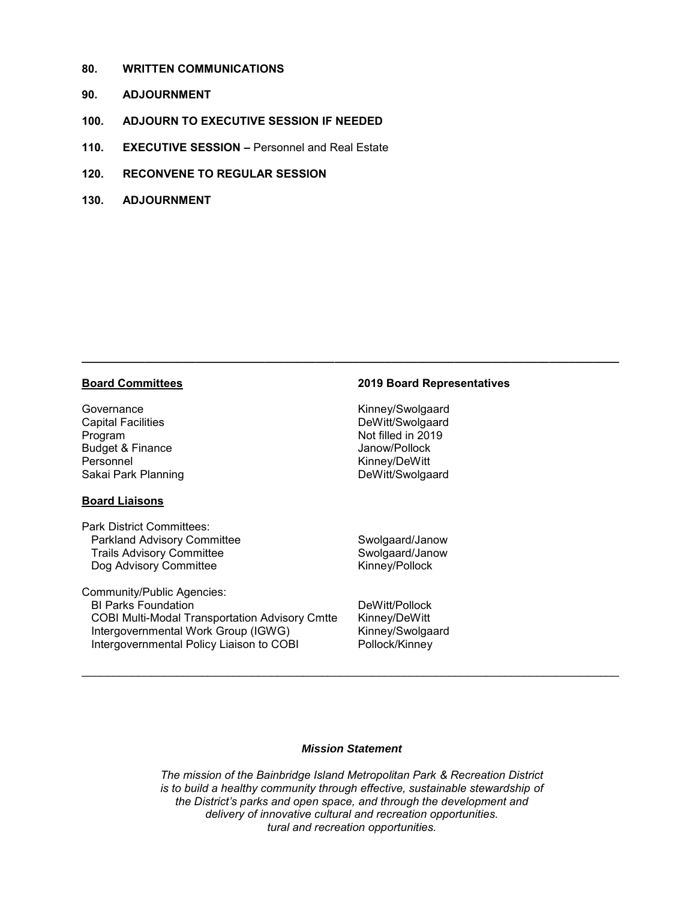**80. WRITTEN COMMUNICATIONS**

**90. ADJOURNMENT**

**100. ADJOURN TO EXECUTIVE SESSION IF NEEDED**

**110. EXECUTIVE SESSION –** Personnel and Real Estate

**120. RECONVENE TO REGULAR SESSION**

**130. ADJOURNMENT**

---

| **Board Committees** | **2019 Board Representatives** |
|---|---|
| Governance | Kinney/Swolgaard |
| Capital Facilities | DeWitt/Swolgaard |
| Program | Not filled in 2019 |
| Budget & Finance | Janow/Pollock |
| Personnel | Kinney/DeWitt |
| Sakai Park Planning | DeWitt/Swolgaard |

**Board Liaisons**

| | |
|---|---|
| Park District Committees: | |
| Parkland Advisory Committee | Swolgaard/Janow |
| Trails Advisory Committee | Swolgaard/Janow |
| Dog Advisory Committee | Kinney/Pollock |
| Community/Public Agencies: | |
| BI Parks Foundation | DeWitt/Pollock |
| COBI Multi-Modal Transportation Advisory Cmtte | Kinney/DeWitt |
| Intergovernmental Work Group (IGWG) | Kinney/Swolgaard |
| Intergovernmental Policy Liaison to COBI | Pollock/Kinney |

---

***Mission Statement***

*The mission of the Bainbridge Island Metropolitan Park & Recreation District is to build a healthy community through effective, sustainable stewardship of the District's parks and open space, and through the development and delivery of innovative cultural and recreation opportunities. tural and recreation opportunities.*